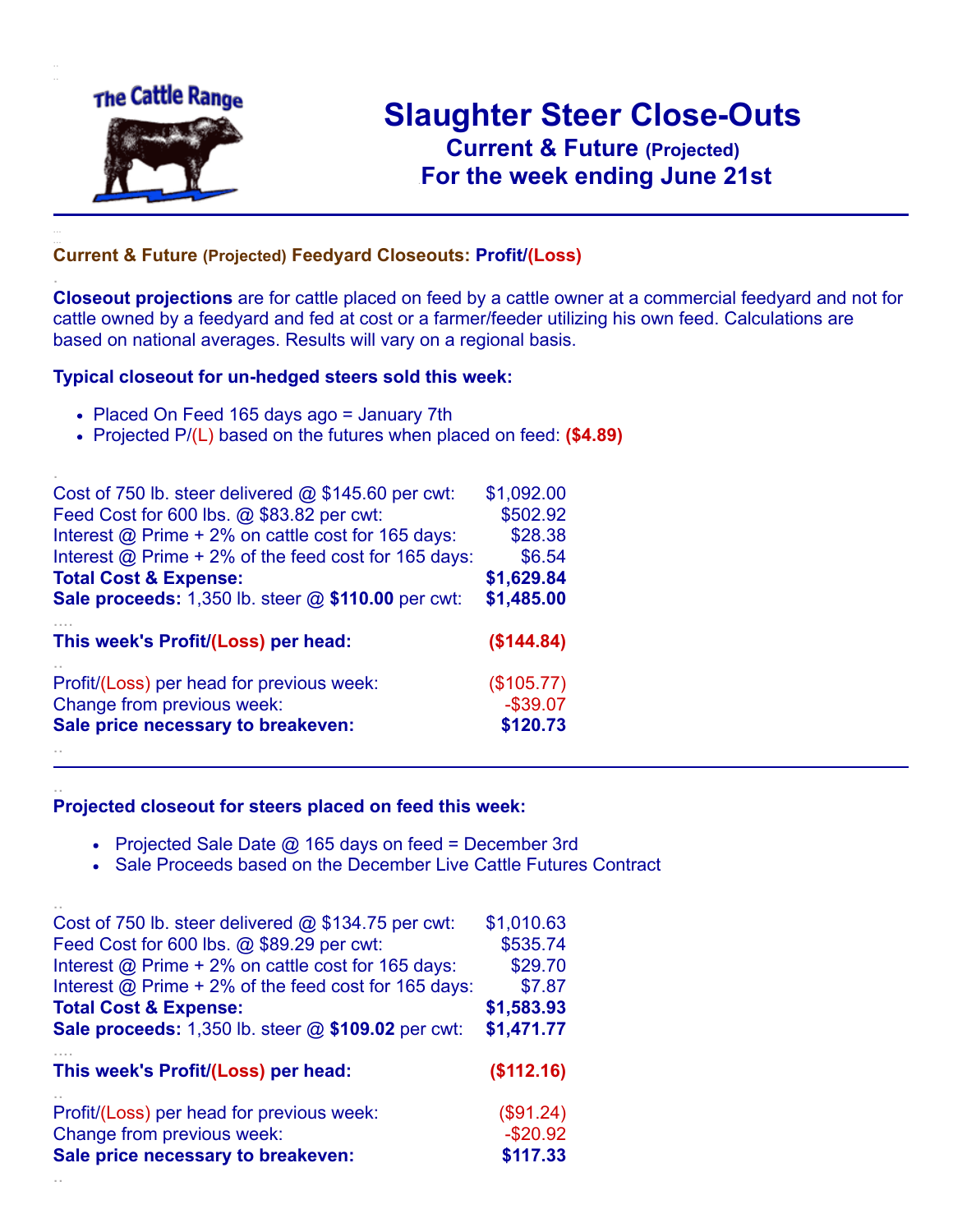The Cattle Range

# Slaughter Steer Close-Outs

## Current & Future (Projected)

## For the week ending June 21st

### Current & Future (Projected) Feedyard Closeouts: Profit/(Loss)

**Closeout projections** are for cattle placed on feed by a cattle owner at a commercial feedyard and not for cattle owned by a feedyard and fed at cost or a farmer/feeder utilizing his own feed. Calculations are based on national averages. Results will vary on a regional basis.

### Typical closeout for un-hedged steers sold this week:

- Placed On Feed 165 days ago = January 7th
- Projected P/(L) based on the futures when placed on feed: **($4.89)**

| | |
|---|---|
| Cost of 750 lb. steer delivered @ $145.60 per cwt: | $1,092.00 |
| Feed Cost for 600 lbs. @ $83.82 per cwt: | $502.92 |
| Interest @ Prime + 2% on cattle cost for 165 days: | $28.38 |
| Interest @ Prime + 2% of the feed cost for 165 days: | $6.54 |
| **Total Cost & Expense:** | **$1,629.84** |
| **Sale proceeds:** 1,350 lb. steer @ **$110.00** per cwt: | **$1,485.00** |
| **This week's Profit/(Loss) per head:** | **($144.84)** |
| Profit/(Loss) per head for previous week: | ($105.77) |
| Change from previous week: | -$39.07 |
| **Sale price necessary to breakeven:** | **$120.73** |

### Projected closeout for steers placed on feed this week:

- Projected Sale Date @ 165 days on feed = December 3rd
- Sale Proceeds based on the December Live Cattle Futures Contract

| | |
|---|---|
| Cost of 750 lb. steer delivered @ $134.75 per cwt: | $1,010.63 |
| Feed Cost for 600 lbs. @ $89.29 per cwt: | $535.74 |
| Interest @ Prime + 2% on cattle cost for 165 days: | $29.70 |
| Interest @ Prime + 2% of the feed cost for 165 days: | $7.87 |
| **Total Cost & Expense:** | **$1,583.93** |
| **Sale proceeds:** 1,350 lb. steer @ **$109.02** per cwt: | **$1,471.77** |
| **This week's Profit/(Loss) per head:** | **($112.16)** |
| Profit/(Loss) per head for previous week: | ($91.24) |
| Change from previous week: | -$20.92 |
| **Sale price necessary to breakeven:** | **$117.33** |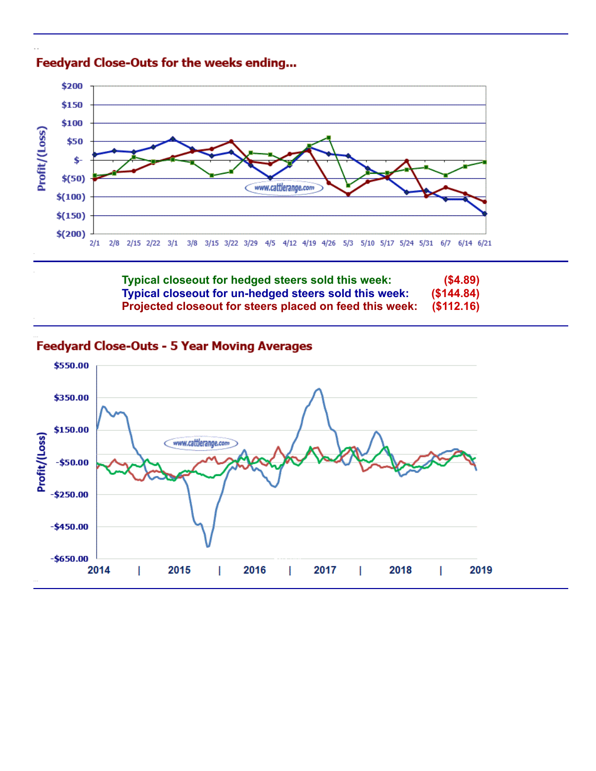## Feedyard Close-Outs for the weeks ending...

$200
$150
$100
$50
$-
$(50)
$(100)
$(150)
$(200)

Profit/(Loss)

2/1 2/8 2/15 2/22 3/1 3/8 3/15 3/22 3/29 4/5 4/12 4/19 4/26 5/3 5/10 5/17 5/24 5/31 6/7 6/14 6/21

www.cattlerange.com

Typical closeout for hedged steers sold this week: ($4.89)
Typical closeout for un-hedged steers sold this week: ($144.84)
Projected closeout for steers placed on feed this week: ($112.16)

## Feedyard Close-Outs - 5 Year Moving Averages

$550.00
$350.00
$150.00
-$50.00
-$250.00
-$450.00
-$650.00

Profit/(Loss)

2014 | 2015 | 2016 | 2017 | 2018 | 2019

www.cattlerange.com